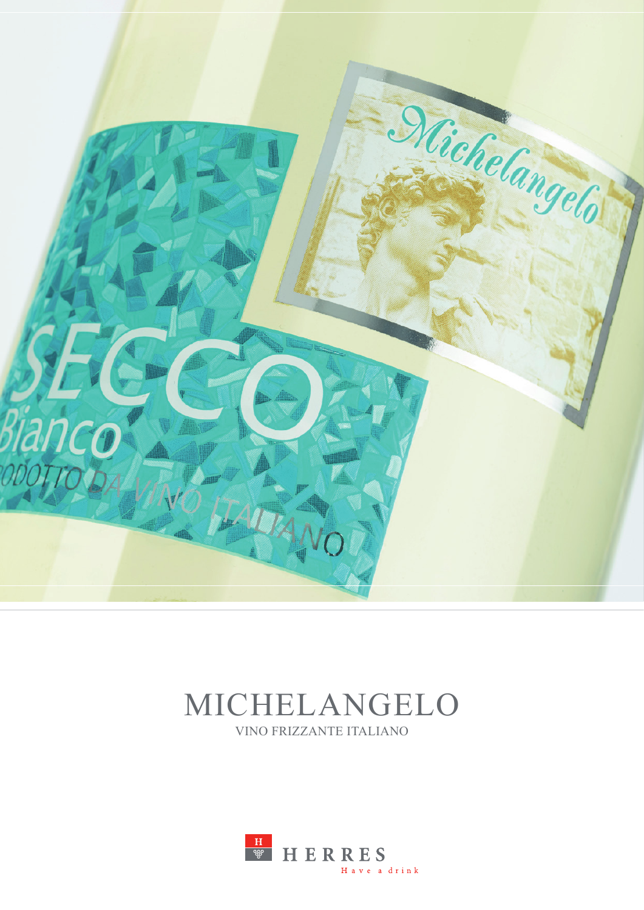# MICHELANGELO

VINO FRIZZANTE ITALIANO

HERRES

Have a drink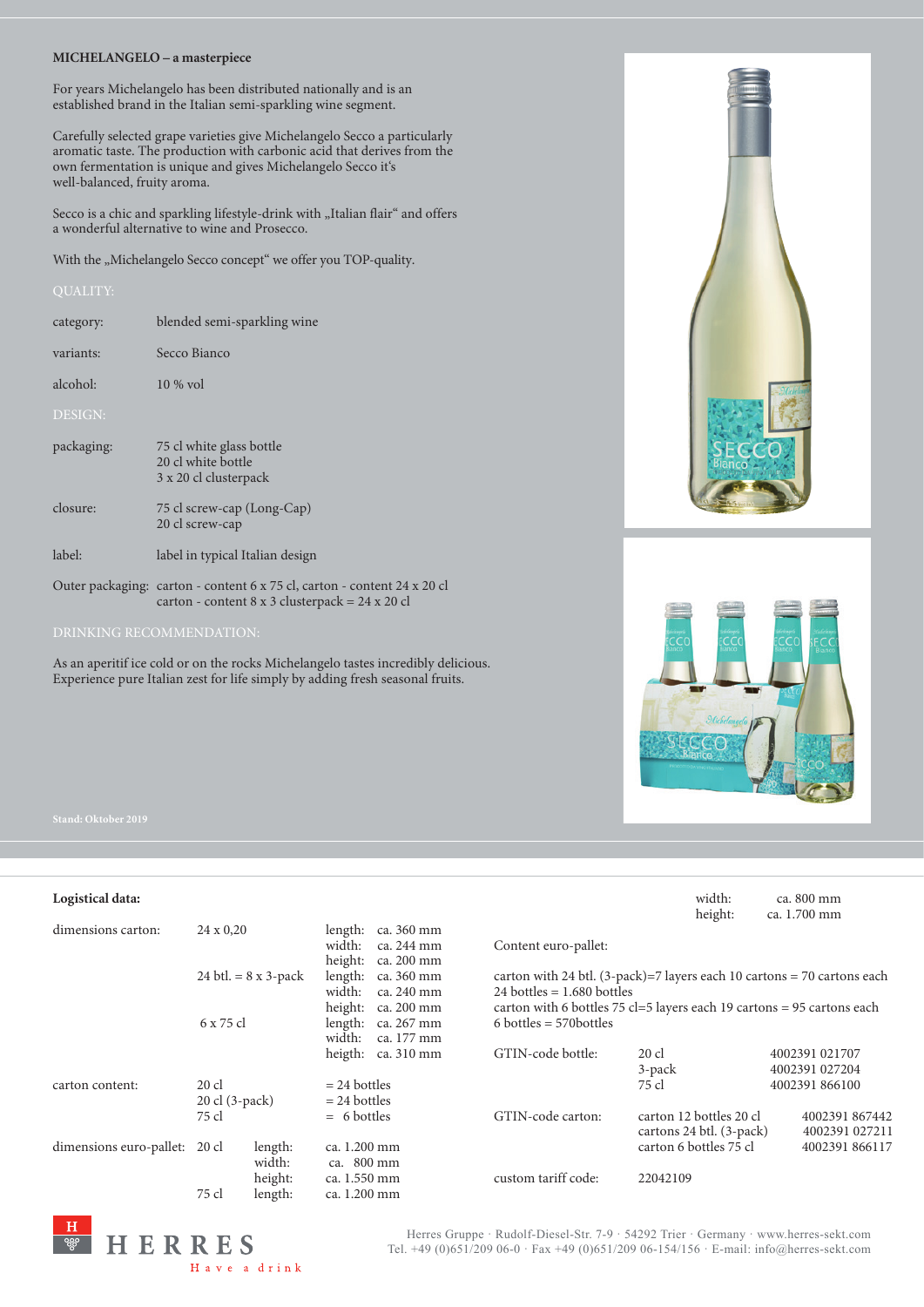**MICHELANGELO – a masterpiece**

For years Michelangelo has been distributed nationally and is an established brand in the Italian semi-sparkling wine segment.

Carefully selected grape varieties give Michelangelo Secco a particularly aromatic taste. The production with carbonic acid that derives from the own fermentation is unique and gives Michelangelo Secco it's well-balanced, fruity aroma.

Secco is a chic and sparkling lifestyle-drink with „Italian flair" and offers a wonderful alternative to wine and Prosecco.

With the „Michelangelo Secco concept" we offer you TOP-quality.

QUALITY:

| | |
|---|---|
| category: | blended semi-sparkling wine |
| variants: | Secco Bianco |
| alcohol: | 10 % vol |

DESIGN:

| | |
|---|---|
| packaging: | 75 cl white glass bottle<br>20 cl white bottle<br>3 x 20 cl clusterpack |
| closure: | 75 cl screw-cap (Long-Cap)<br>20 cl screw-cap |
| label: | label in typical Italian design |
| Outer packaging: | carton - content 6 x 75 cl, carton - content 24 x 20 cl<br>carton - content 8 x 3 clusterpack = 24 x 20 cl |

DRINKING RECOMMENDATION:

As an aperitif ice cold or on the rocks Michelangelo tastes incredibly delicious. Experience pure Italian zest for life simply by adding fresh seasonal fruits.

Stand: Oktober 2019

**Logistical data:**

| | | | |
|---|---|---|---|
| dimensions carton: | 24 x 0,20 | length: | ca. 360 mm |
| | | width: | ca. 244 mm |
| | | height: | ca. 200 mm |
| | 24 btl. = 8 x 3-pack | length: | ca. 360 mm |
| | | width: | ca. 240 mm |
| | | height: | ca. 200 mm |
| | 6 x 75 cl | length: | ca. 267 mm |
| | | width: | ca. 177 mm |
| | | heigth: | ca. 310 mm |
| carton content: | 20 cl | | = 24 bottles |
| | 20 cl (3-pack) | | = 24 bottles |
| | 75 cl | | = 6 bottles |
| dimensions euro-pallet: | 20 cl | length: | ca. 1.200 mm |
| | | width: | ca. 800 mm |
| | | height: | ca. 1.550 mm |
| | 75 cl | length: | ca. 1.200 mm |
| | | width: | ca. 800 mm |
| | | height: | ca. 1.700 mm |

Content euro-pallet:

carton with 24 btl. (3-pack)=7 layers each 10 cartons = 70 cartons each 24 bottles = 1.680 bottles
carton with 6 bottles 75 cl=5 layers each 19 cartons = 95 cartons each 6 bottles = 570bottles

| | | |
|---|---|---|
| GTIN-code bottle: | 20 cl | 4002391 021707 |
| | 3-pack | 4002391 027204 |
| | 75 cl | 4002391 866100 |
| GTIN-code carton: | carton 12 bottles 20 cl | 4002391 867442 |
| | cartons 24 btl. (3-pack) | 4002391 027211 |
| | carton 6 bottles 75 cl | 4002391 866117 |
| custom tariff code: | 22042109 | |

HERRES
Have a drink

Herres Gruppe · Rudolf-Diesel-Str. 7-9 · 54292 Trier · Germany · www.herres-sekt.com
Tel. +49 (0)651/209 06-0 · Fax +49 (0)651/209 06-154/156 · E-mail: info@herres-sekt.com